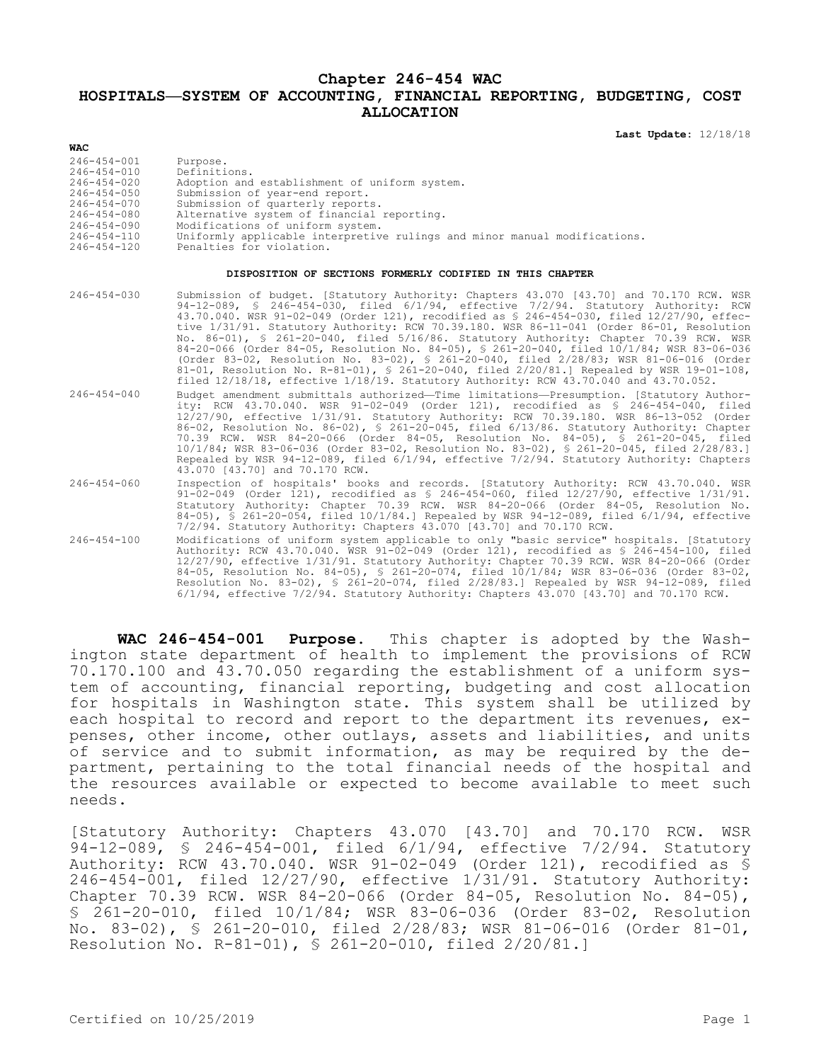# Chapter 246-454 WAC

# HOSPITALS—SYSTEM OF ACCOUNTING, FINANCIAL REPORTING, BUDGETING, COST ALLOCATION

**Last Update:** 12/18/18

**WAC**

| | |
|---|---|
| 246-454-001 | Purpose. |
| 246-454-010 | Definitions. |
| 246-454-020 | Adoption and establishment of uniform system. |
| 246-454-050 | Submission of year-end report. |
| 246-454-070 | Submission of quarterly reports. |
| 246-454-080 | Alternative system of financial reporting. |
| 246-454-090 | Modifications of uniform system. |
| 246-454-110 | Uniformly applicable interpretive rulings and minor manual modifications. |
| 246-454-120 | Penalties for violation. |

**DISPOSITION OF SECTIONS FORMERLY CODIFIED IN THIS CHAPTER**

| | |
|---|---|
| 246-454-030 | Submission of budget. [Statutory Authority: Chapters 43.070 [43.70] and 70.170 RCW. WSR 94-12-089, § 246-454-030, filed 6/1/94, effective 7/2/94. Statutory Authority: RCW 43.70.040. WSR 91-02-049 (Order 121), recodified as § 246-454-030, filed 12/27/90, effective 1/31/91. Statutory Authority: RCW 70.39.180. WSR 86-11-041 (Order 86-01, Resolution No. 86-01), § 261-20-040, filed 5/16/86. Statutory Authority: Chapter 70.39 RCW. WSR 84-20-066 (Order 84-05, Resolution No. 84-05), § 261-20-040, filed 10/1/84; WSR 83-06-036 (Order 83-02, Resolution No. 83-02), § 261-20-040, filed 2/28/83; WSR 81-06-016 (Order 81-01, Resolution No. R-81-01), § 261-20-040, filed 2/20/81.] Repealed by WSR 19-01-108, filed 12/18/18, effective 1/18/19. Statutory Authority: RCW 43.70.040 and 43.70.052. |
| 246-454-040 | Budget amendment submittals authorized—Time limitations—Presumption. [Statutory Authority: RCW 43.70.040. WSR 91-02-049 (Order 121), recodified as § 246-454-040, filed 12/27/90, effective 1/31/91. Statutory Authority: RCW 70.39.180. WSR 86-13-052 (Order 86-02, Resolution No. 86-02), § 261-20-045, filed 6/13/86. Statutory Authority: Chapter 70.39 RCW. WSR 84-20-066 (Order 84-05, Resolution No. 84-05), § 261-20-045, filed 10/1/84; WSR 83-06-036 (Order 83-02, Resolution No. 83-02), § 261-20-045, filed 2/28/83.] Repealed by WSR 94-12-089, filed 6/1/94, effective 7/2/94. Statutory Authority: Chapters 43.070 [43.70] and 70.170 RCW. |
| 246-454-060 | Inspection of hospitals' books and records. [Statutory Authority: RCW 43.70.040. WSR 91-02-049 (Order 121), recodified as § 246-454-060, filed 12/27/90, effective 1/31/91. Statutory Authority: Chapter 70.39 RCW. WSR 84-20-066 (Order 84-05, Resolution No. 84-05), § 261-20-054, filed 10/1/84.] Repealed by WSR 94-12-089, filed 6/1/94, effective 7/2/94. Statutory Authority: Chapters 43.070 [43.70] and 70.170 RCW. |
| 246-454-100 | Modifications of uniform system applicable to only "basic service" hospitals. [Statutory Authority: RCW 43.70.040. WSR 91-02-049 (Order 121), recodified as § 246-454-100, filed 12/27/90, effective 1/31/91. Statutory Authority: Chapter 70.39 RCW. WSR 84-20-066 (Order 84-05, Resolution No. 84-05), § 261-20-074, filed 10/1/84; WSR 83-06-036 (Order 83-02, Resolution No. 83-02), § 261-20-074, filed 2/28/83.] Repealed by WSR 94-12-089, filed 6/1/94, effective 7/2/94. Statutory Authority: Chapters 43.070 [43.70] and 70.170 RCW. |

**WAC 246-454-001 Purpose.** This chapter is adopted by the Washington state department of health to implement the provisions of RCW 70.170.100 and 43.70.050 regarding the establishment of a uniform system of accounting, financial reporting, budgeting and cost allocation for hospitals in Washington state. This system shall be utilized by each hospital to record and report to the department its revenues, expenses, other income, other outlays, assets and liabilities, and units of service and to submit information, as may be required by the department, pertaining to the total financial needs of the hospital and the resources available or expected to become available to meet such needs.

[Statutory Authority: Chapters 43.070 [43.70] and 70.170 RCW. WSR 94-12-089, § 246-454-001, filed 6/1/94, effective 7/2/94. Statutory Authority: RCW 43.70.040. WSR 91-02-049 (Order 121), recodified as § 246-454-001, filed 12/27/90, effective 1/31/91. Statutory Authority: Chapter 70.39 RCW. WSR 84-20-066 (Order 84-05, Resolution No. 84-05), § 261-20-010, filed 10/1/84; WSR 83-06-036 (Order 83-02, Resolution No. 83-02), § 261-20-010, filed 2/28/83; WSR 81-06-016 (Order 81-01, Resolution No. R-81-01), § 261-20-010, filed 2/20/81.]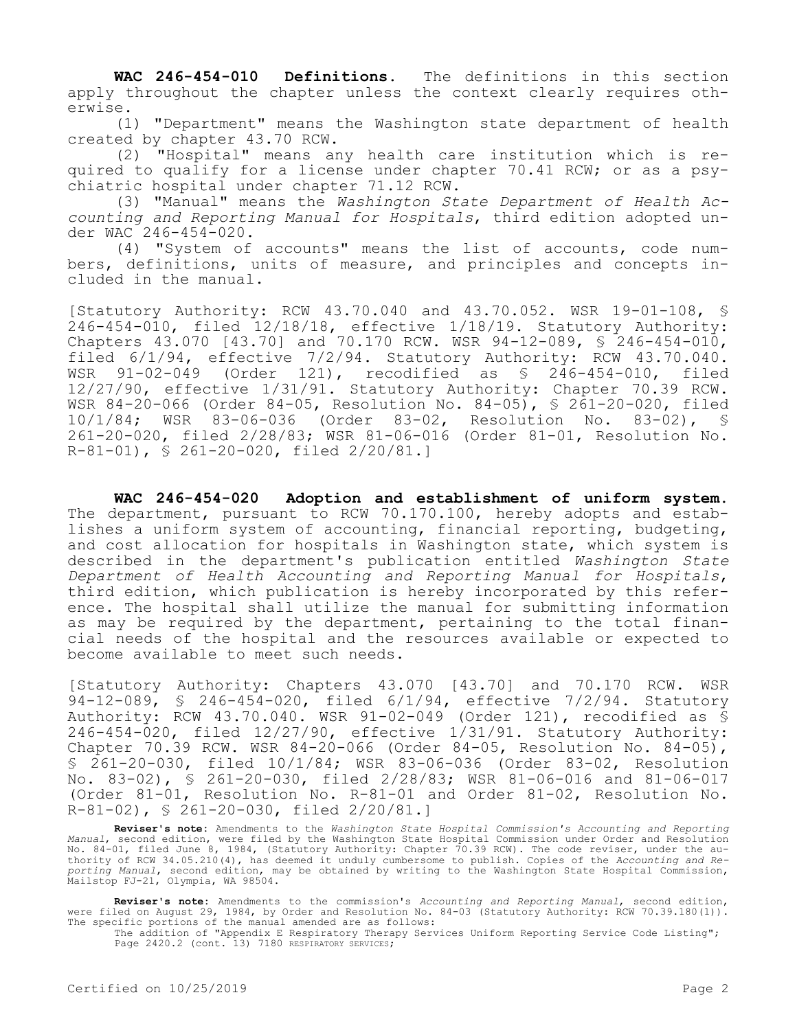**WAC 246-454-010 Definitions.** The definitions in this section apply throughout the chapter unless the context clearly requires otherwise.

(1) "Department" means the Washington state department of health created by chapter 43.70 RCW.

(2) "Hospital" means any health care institution which is required to qualify for a license under chapter 70.41 RCW; or as a psychiatric hospital under chapter 71.12 RCW.

(3) "Manual" means the *Washington State Department of Health Accounting and Reporting Manual for Hospitals*, third edition adopted under WAC 246-454-020.

(4) "System of accounts" means the list of accounts, code numbers, definitions, units of measure, and principles and concepts included in the manual.

[Statutory Authority: RCW 43.70.040 and 43.70.052. WSR 19-01-108, § 246-454-010, filed 12/18/18, effective 1/18/19. Statutory Authority: Chapters 43.070 [43.70] and 70.170 RCW. WSR 94-12-089, § 246-454-010, filed 6/1/94, effective 7/2/94. Statutory Authority: RCW 43.70.040. WSR 91-02-049 (Order 121), recodified as § 246-454-010, filed 12/27/90, effective 1/31/91. Statutory Authority: Chapter 70.39 RCW. WSR 84-20-066 (Order 84-05, Resolution No. 84-05), § 261-20-020, filed 10/1/84; WSR 83-06-036 (Order 83-02, Resolution No. 83-02), § 261-20-020, filed 2/28/83; WSR 81-06-016 (Order 81-01, Resolution No. R-81-01), § 261-20-020, filed 2/20/81.]

**WAC 246-454-020 Adoption and establishment of uniform system.** The department, pursuant to RCW 70.170.100, hereby adopts and establishes a uniform system of accounting, financial reporting, budgeting, and cost allocation for hospitals in Washington state, which system is described in the department's publication entitled *Washington State Department of Health Accounting and Reporting Manual for Hospitals*, third edition, which publication is hereby incorporated by this reference. The hospital shall utilize the manual for submitting information as may be required by the department, pertaining to the total financial needs of the hospital and the resources available or expected to become available to meet such needs.

[Statutory Authority: Chapters 43.070 [43.70] and 70.170 RCW. WSR 94-12-089, § 246-454-020, filed 6/1/94, effective 7/2/94. Statutory Authority: RCW 43.70.040. WSR 91-02-049 (Order 121), recodified as § 246-454-020, filed 12/27/90, effective 1/31/91. Statutory Authority: Chapter 70.39 RCW. WSR 84-20-066 (Order 84-05, Resolution No. 84-05), § 261-20-030, filed 10/1/84; WSR 83-06-036 (Order 83-02, Resolution No. 83-02), § 261-20-030, filed 2/28/83; WSR 81-06-016 and 81-06-017 (Order 81-01, Resolution No. R-81-01 and Order 81-02, Resolution No. R-81-02), § 261-20-030, filed 2/20/81.]

**Reviser's note:** Amendments to the *Washington State Hospital Commission's Accounting and Reporting Manual*, second edition, were filed by the Washington State Hospital Commission under Order and Resolution No. 84-01, filed June 8, 1984, (Statutory Authority: Chapter 70.39 RCW). The code reviser, under the authority of RCW 34.05.210(4), has deemed it unduly cumbersome to publish. Copies of the *Accounting and Reporting Manual*, second edition, may be obtained by writing to the Washington State Hospital Commission, Mailstop FJ-21, Olympia, WA 98504.

**Reviser's note:** Amendments to the commission's *Accounting and Reporting Manual*, second edition, were filed on August 29, 1984, by Order and Resolution No. 84-03 (Statutory Authority: RCW 70.39.180(1)). The specific portions of the manual amended are as follows:

The addition of "Appendix E Respiratory Therapy Services Uniform Reporting Service Code Listing"; Page 2420.2 (cont. 13) 7180 RESPIRATORY SERVICES;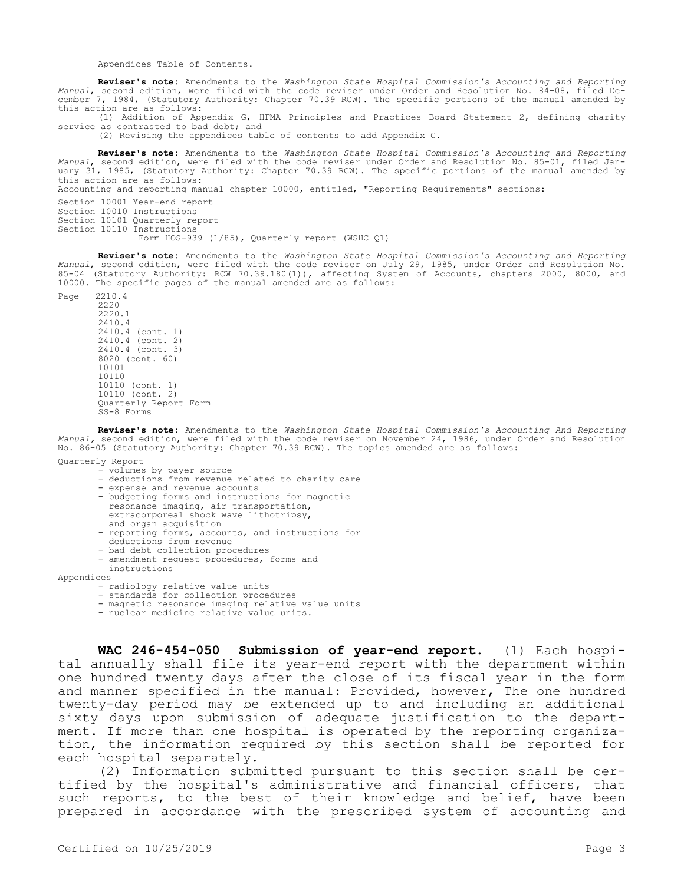Appendices Table of Contents.

**Reviser's note:** Amendments to the *Washington State Hospital Commission's Accounting and Reporting Manual*, second edition, were filed with the code reviser under Order and Resolution No. 84-08, filed December 7, 1984, (Statutory Authority: Chapter 70.39 RCW). The specific portions of the manual amended by this action are as follows:

(1) Addition of Appendix G, HFMA Principles and Practices Board Statement 2, defining charity service as contrasted to bad debt; and

(2) Revising the appendices table of contents to add Appendix G.

**Reviser's note:** Amendments to the *Washington State Hospital Commission's Accounting and Reporting Manual*, second edition, were filed with the code reviser under Order and Resolution No. 85-01, filed January 31, 1985, (Statutory Authority: Chapter 70.39 RCW). The specific portions of the manual amended by this action are as follows:

Accounting and reporting manual chapter 10000, entitled, "Reporting Requirements" sections:

Section 10001 Year-end report
Section 10010 Instructions
Section 10101 Quarterly report
Section 10110 Instructions
Form HOS-939 (1/85), Quarterly report (WSHC Q1)

**Reviser's note:** Amendments to the *Washington State Hospital Commission's Accounting and Reporting Manual*, second edition, were filed with the code reviser on July 29, 1985, under Order and Resolution No. 85-04 (Statutory Authority: RCW 70.39.180(1)), affecting System of Accounts, chapters 2000, 8000, and 10000. The specific pages of the manual amended are as follows:

Page 2210.4
2220
2220.1
2410.4
2410.4 (cont. 1)
2410.4 (cont. 2)
2410.4 (cont. 3)
8020 (cont. 60)
10101
10110
10110 (cont. 1)
10110 (cont. 2)
Quarterly Report Form
SS-8 Forms

**Reviser's note:** Amendments to the *Washington State Hospital Commission's Accounting And Reporting Manual,* second edition, were filed with the code reviser on November 24, 1986, under Order and Resolution No. 86-05 (Statutory Authority: Chapter 70.39 RCW). The topics amended are as follows:

Quarterly Report
- volumes by payer source
- deductions from revenue related to charity care
- expense and revenue accounts
- budgeting forms and instructions for magnetic resonance imaging, air transportation, extracorporeal shock wave lithotripsy, and organ acquisition
- reporting forms, accounts, and instructions for deductions from revenue
- bad debt collection procedures
- amendment request procedures, forms and instructions

Appendices
- radiology relative value units
- standards for collection procedures
- magnetic resonance imaging relative value units
- nuclear medicine relative value units.

**WAC 246-454-050 Submission of year-end report.** (1) Each hospital annually shall file its year-end report with the department within one hundred twenty days after the close of its fiscal year in the form and manner specified in the manual: Provided, however, The one hundred twenty-day period may be extended up to and including an additional sixty days upon submission of adequate justification to the department. If more than one hospital is operated by the reporting organization, the information required by this section shall be reported for each hospital separately.

(2) Information submitted pursuant to this section shall be certified by the hospital's administrative and financial officers, that such reports, to the best of their knowledge and belief, have been prepared in accordance with the prescribed system of accounting and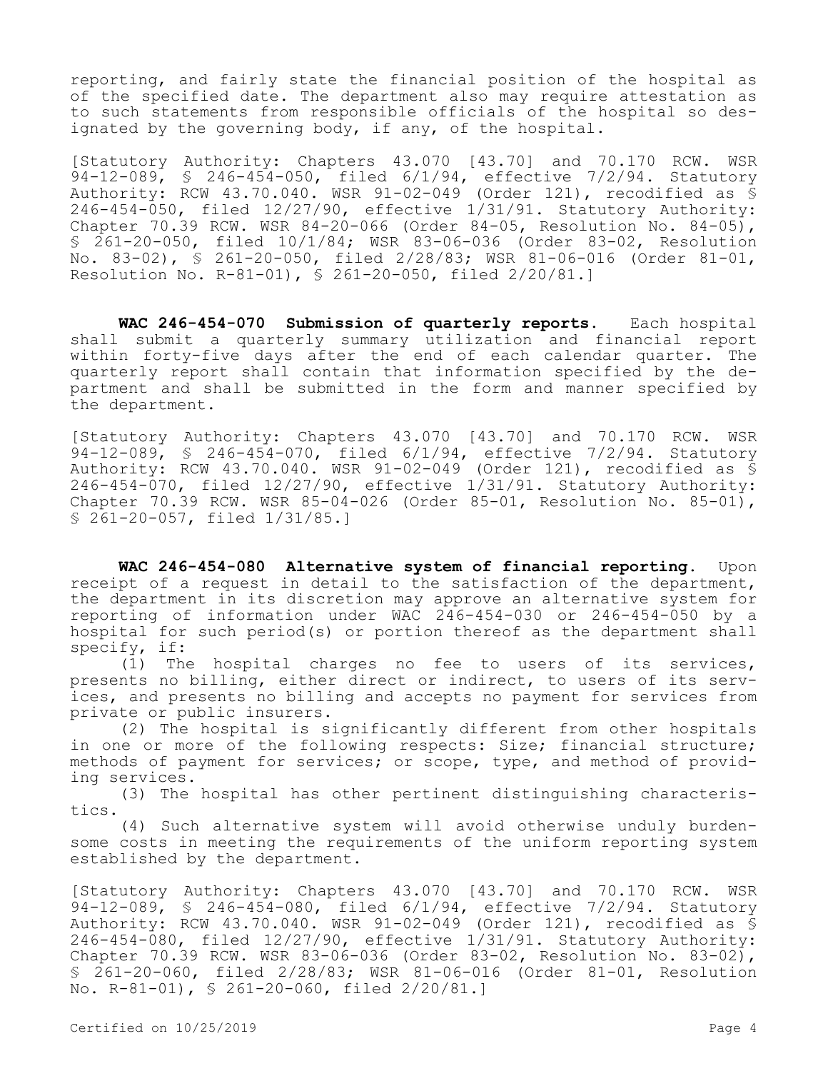reporting, and fairly state the financial position of the hospital as of the specified date. The department also may require attestation as to such statements from responsible officials of the hospital so designated by the governing body, if any, of the hospital.

[Statutory Authority: Chapters 43.070 [43.70] and 70.170 RCW. WSR 94-12-089, § 246-454-050, filed 6/1/94, effective 7/2/94. Statutory Authority: RCW 43.70.040. WSR 91-02-049 (Order 121), recodified as § 246-454-050, filed 12/27/90, effective 1/31/91. Statutory Authority: Chapter 70.39 RCW. WSR 84-20-066 (Order 84-05, Resolution No. 84-05), § 261-20-050, filed 10/1/84; WSR 83-06-036 (Order 83-02, Resolution No. 83-02), § 261-20-050, filed 2/28/83; WSR 81-06-016 (Order 81-01, Resolution No. R-81-01), § 261-20-050, filed 2/20/81.]

**WAC 246-454-070 Submission of quarterly reports.** Each hospital shall submit a quarterly summary utilization and financial report within forty-five days after the end of each calendar quarter. The quarterly report shall contain that information specified by the department and shall be submitted in the form and manner specified by the department.

[Statutory Authority: Chapters 43.070 [43.70] and 70.170 RCW. WSR 94-12-089, § 246-454-070, filed 6/1/94, effective 7/2/94. Statutory Authority: RCW 43.70.040. WSR 91-02-049 (Order 121), recodified as § 246-454-070, filed 12/27/90, effective 1/31/91. Statutory Authority: Chapter 70.39 RCW. WSR 85-04-026 (Order 85-01, Resolution No. 85-01), § 261-20-057, filed 1/31/85.]

**WAC 246-454-080 Alternative system of financial reporting.** Upon receipt of a request in detail to the satisfaction of the department, the department in its discretion may approve an alternative system for reporting of information under WAC 246-454-030 or 246-454-050 by a hospital for such period(s) or portion thereof as the department shall specify, if:

(1) The hospital charges no fee to users of its services, presents no billing, either direct or indirect, to users of its services, and presents no billing and accepts no payment for services from private or public insurers.

(2) The hospital is significantly different from other hospitals in one or more of the following respects: Size; financial structure; methods of payment for services; or scope, type, and method of providing services.

(3) The hospital has other pertinent distinguishing characteristics.

(4) Such alternative system will avoid otherwise unduly burdensome costs in meeting the requirements of the uniform reporting system established by the department.

[Statutory Authority: Chapters 43.070 [43.70] and 70.170 RCW. WSR 94-12-089, § 246-454-080, filed 6/1/94, effective 7/2/94. Statutory Authority: RCW 43.70.040. WSR 91-02-049 (Order 121), recodified as § 246-454-080, filed 12/27/90, effective 1/31/91. Statutory Authority: Chapter 70.39 RCW. WSR 83-06-036 (Order 83-02, Resolution No. 83-02), § 261-20-060, filed 2/28/83; WSR 81-06-016 (Order 81-01, Resolution No. R-81-01), § 261-20-060, filed 2/20/81.]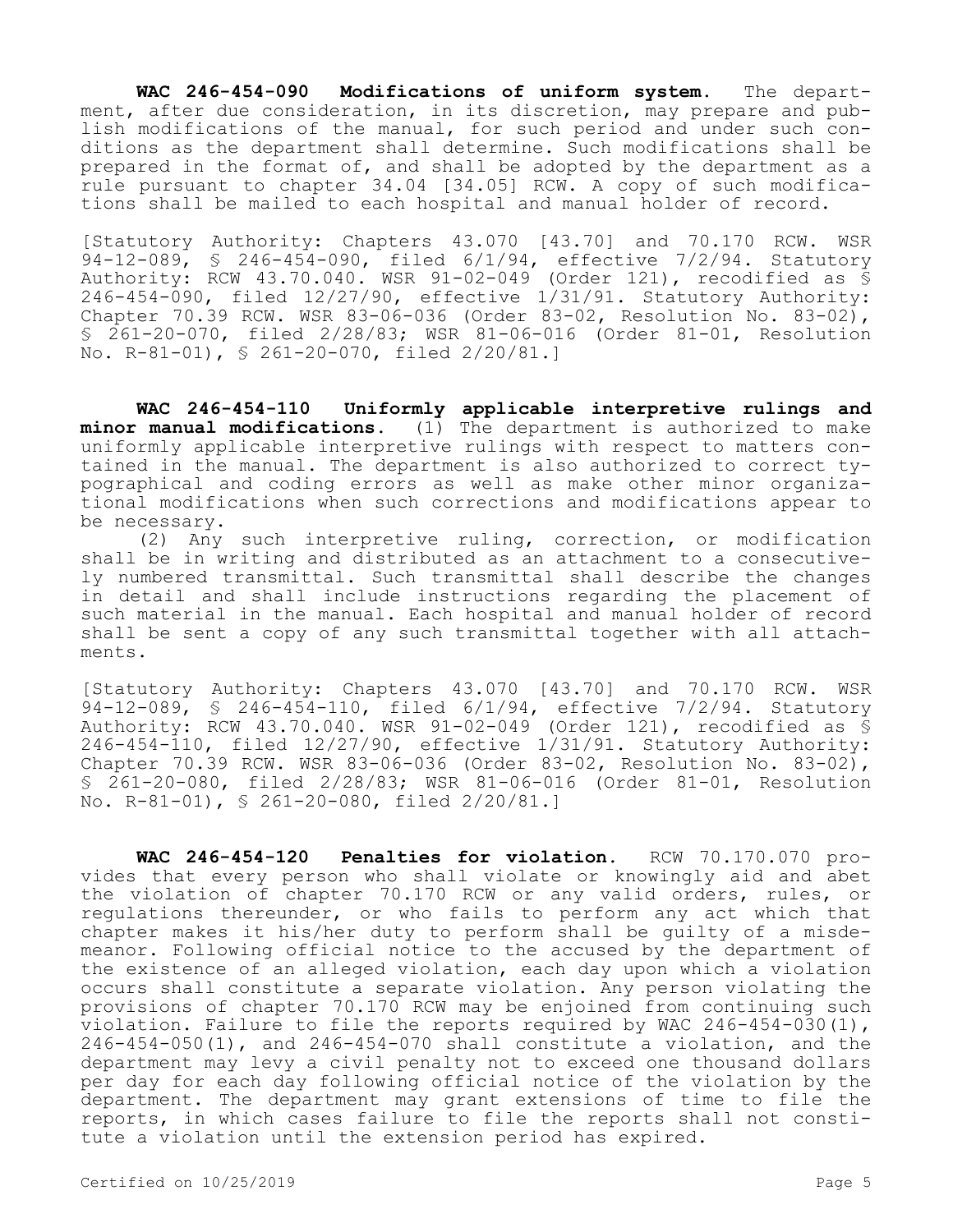**WAC 246-454-090 Modifications of uniform system.** The department, after due consideration, in its discretion, may prepare and publish modifications of the manual, for such period and under such conditions as the department shall determine. Such modifications shall be prepared in the format of, and shall be adopted by the department as a rule pursuant to chapter 34.04 [34.05] RCW. A copy of such modifications shall be mailed to each hospital and manual holder of record.

[Statutory Authority: Chapters 43.070 [43.70] and 70.170 RCW. WSR 94-12-089, § 246-454-090, filed 6/1/94, effective 7/2/94. Statutory Authority: RCW 43.70.040. WSR 91-02-049 (Order 121), recodified as § 246-454-090, filed 12/27/90, effective 1/31/91. Statutory Authority: Chapter 70.39 RCW. WSR 83-06-036 (Order 83-02, Resolution No. 83-02), § 261-20-070, filed 2/28/83; WSR 81-06-016 (Order 81-01, Resolution No. R-81-01), § 261-20-070, filed 2/20/81.]

**WAC 246-454-110 Uniformly applicable interpretive rulings and minor manual modifications.** (1) The department is authorized to make uniformly applicable interpretive rulings with respect to matters contained in the manual. The department is also authorized to correct typographical and coding errors as well as make other minor organizational modifications when such corrections and modifications appear to be necessary.

(2) Any such interpretive ruling, correction, or modification shall be in writing and distributed as an attachment to a consecutively numbered transmittal. Such transmittal shall describe the changes in detail and shall include instructions regarding the placement of such material in the manual. Each hospital and manual holder of record shall be sent a copy of any such transmittal together with all attachments.

[Statutory Authority: Chapters 43.070 [43.70] and 70.170 RCW. WSR 94-12-089, § 246-454-110, filed 6/1/94, effective 7/2/94. Statutory Authority: RCW 43.70.040. WSR 91-02-049 (Order 121), recodified as § 246-454-110, filed 12/27/90, effective 1/31/91. Statutory Authority: Chapter 70.39 RCW. WSR 83-06-036 (Order 83-02, Resolution No. 83-02), § 261-20-080, filed 2/28/83; WSR 81-06-016 (Order 81-01, Resolution No. R-81-01), § 261-20-080, filed 2/20/81.]

**WAC 246-454-120 Penalties for violation.** RCW 70.170.070 provides that every person who shall violate or knowingly aid and abet the violation of chapter 70.170 RCW or any valid orders, rules, or regulations thereunder, or who fails to perform any act which that chapter makes it his/her duty to perform shall be guilty of a misdemeanor. Following official notice to the accused by the department of the existence of an alleged violation, each day upon which a violation occurs shall constitute a separate violation. Any person violating the provisions of chapter 70.170 RCW may be enjoined from continuing such violation. Failure to file the reports required by WAC 246-454-030(1), 246-454-050(1), and 246-454-070 shall constitute a violation, and the department may levy a civil penalty not to exceed one thousand dollars per day for each day following official notice of the violation by the department. The department may grant extensions of time to file the reports, in which cases failure to file the reports shall not constitute a violation until the extension period has expired.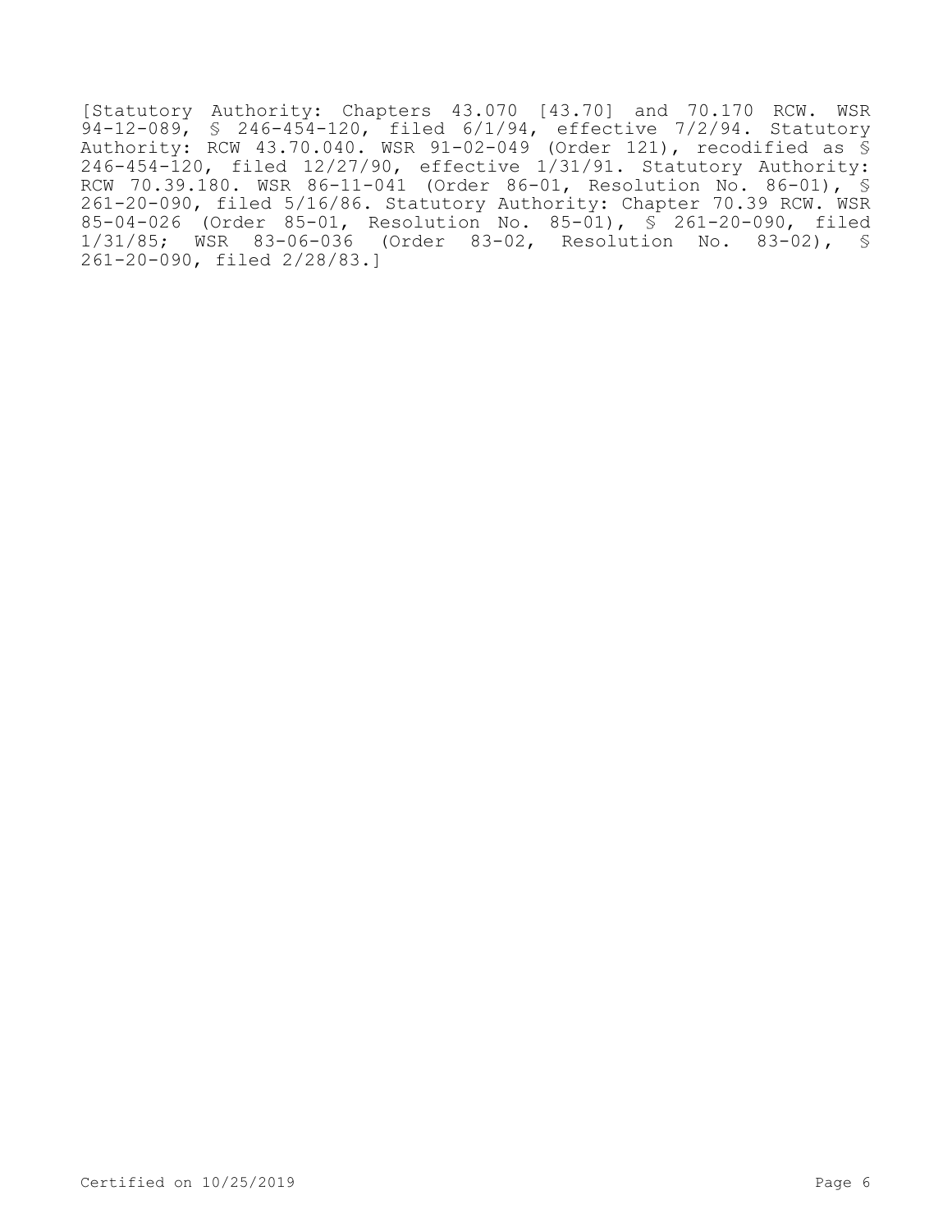[Statutory Authority: Chapters 43.070 [43.70] and 70.170 RCW. WSR 94-12-089, § 246-454-120, filed 6/1/94, effective 7/2/94. Statutory Authority: RCW 43.70.040. WSR 91-02-049 (Order 121), recodified as § 246-454-120, filed 12/27/90, effective 1/31/91. Statutory Authority: RCW 70.39.180. WSR 86-11-041 (Order 86-01, Resolution No. 86-01), § 261-20-090, filed 5/16/86. Statutory Authority: Chapter 70.39 RCW. WSR 85-04-026 (Order 85-01, Resolution No. 85-01), § 261-20-090, filed 1/31/85; WSR 83-06-036 (Order 83-02, Resolution No. 83-02), § 261-20-090, filed 2/28/83.]